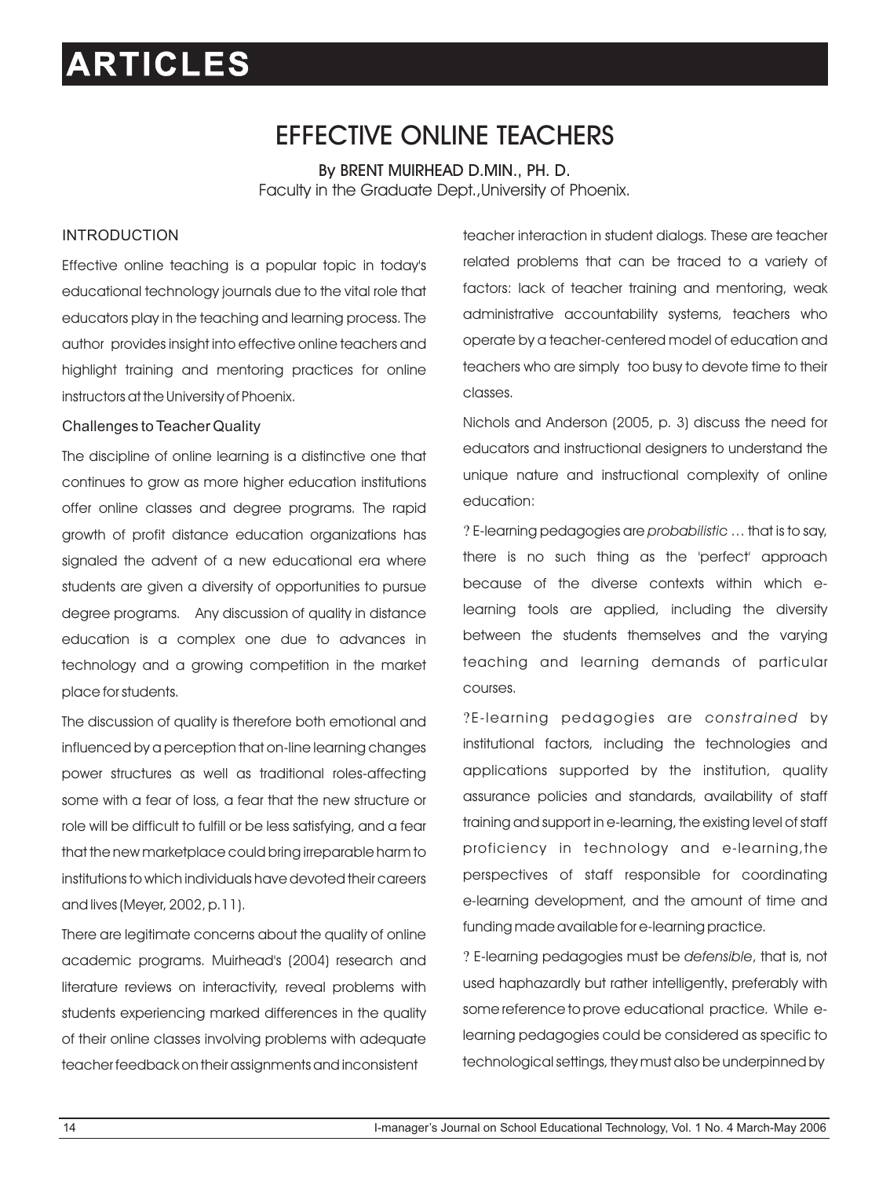# ARTICLES

## EFFECTIVE ONLINE TEACHERS

By BRENT MUIRHEAD D.MIN., PH. D.
Faculty in the Graduate Dept.,University of Phoenix.

### INTRODUCTION

Effective online teaching is a popular topic in today's educational technology journals due to the vital role that educators play in the teaching and learning process. The author provides insight into effective online teachers and highlight training and mentoring practices for online instructors at the University of Phoenix.

### Challenges to Teacher Quality

The discipline of online learning is a distinctive one that continues to grow as more higher education institutions offer online classes and degree programs. The rapid growth of profit distance education organizations has signaled the advent of a new educational era where students are given a diversity of opportunities to pursue degree programs. Any discussion of quality in distance education is a complex one due to advances in technology and a growing competition in the market place for students.

The discussion of quality is therefore both emotional and influenced by a perception that on-line learning changes power structures as well as traditional roles-affecting some with a fear of loss, a fear that the new structure or role will be difficult to fulfill or be less satisfying, and a fear that the new marketplace could bring irreparable harm to institutions to which individuals have devoted their careers and lives (Meyer, 2002, p.11).

There are legitimate concerns about the quality of online academic programs. Muirhead's (2004) research and literature reviews on interactivity, reveal problems with students experiencing marked differences in the quality of their online classes involving problems with adequate teacher feedback on their assignments and inconsistent teacher interaction in student dialogs. These are teacher related problems that can be traced to a variety of factors: lack of teacher training and mentoring, weak administrative accountability systems, teachers who operate by a teacher-centered model of education and teachers who are simply too busy to devote time to their classes.

Nichols and Anderson (2005, p. 3) discuss the need for educators and instructional designers to understand the unique nature and instructional complexity of online education:

? E-learning pedagogies are *probabilistic* … that is to say, there is no such thing as the 'perfect' approach because of the diverse contexts within which e-learning tools are applied, including the diversity between the students themselves and the varying teaching and learning demands of particular courses.

?E-learning pedagogies are *constrained* by institutional factors, including the technologies and applications supported by the institution, quality assurance policies and standards, availability of staff training and support in e-learning, the existing level of staff proficiency in technology and e-learning,the perspectives of staff responsible for coordinating e-learning development, and the amount of time and funding made available for e-learning practice.

? E-learning pedagogies must be *defensible*, that is, not used haphazardly but rather intelligently, preferably with some reference to prove educational practice. While e-learning pedagogies could be considered as specific to technological settings, they must also be underpinned by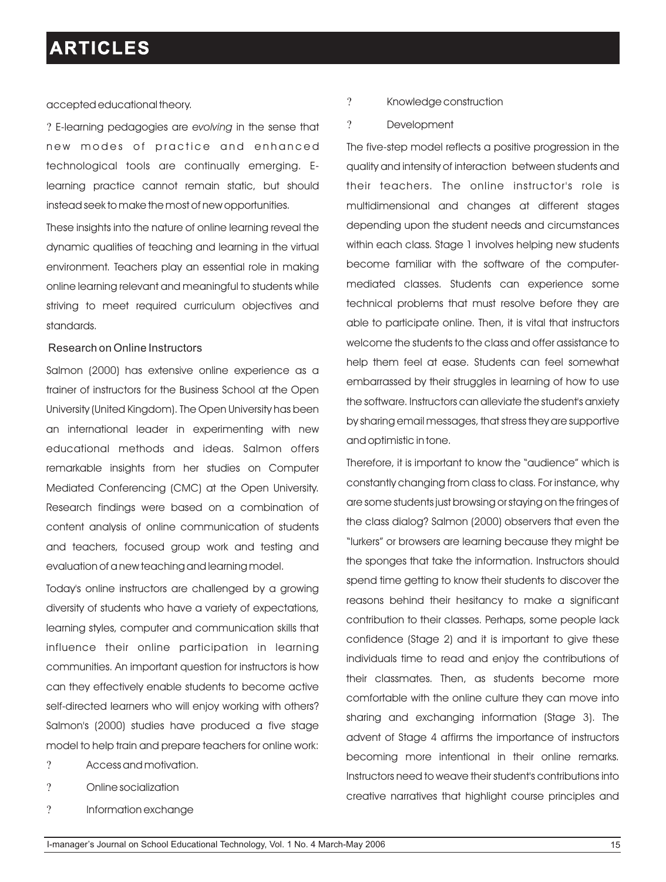accepted educational theory.

? E-learning pedagogies are *evolving* in the sense that new modes of practice and enhanced technological tools are continually emerging. E-learning practice cannot remain static, but should instead seek to make the most of new opportunities.

These insights into the nature of online learning reveal the dynamic qualities of teaching and learning in the virtual environment. Teachers play an essential role in making online learning relevant and meaningful to students while striving to meet required curriculum objectives and standards.

## Research on Online Instructors

Salmon (2000) has extensive online experience as a trainer of instructors for the Business School at the Open University (United Kingdom). The Open University has been an international leader in experimenting with new educational methods and ideas. Salmon offers remarkable insights from her studies on Computer Mediated Conferencing (CMC) at the Open University. Research findings were based on a combination of content analysis of online communication of students and teachers, focused group work and testing and evaluation of a new teaching and learning model.

Today's online instructors are challenged by a growing diversity of students who have a variety of expectations, learning styles, computer and communication skills that influence their online participation in learning communities. An important question for instructors is how can they effectively enable students to become active self-directed learners who will enjoy working with others? Salmon's (2000) studies have produced a five stage model to help train and prepare teachers for online work:

? Access and motivation.

? Online socialization

? Information exchange

? Knowledge construction

? Development

The five-step model reflects a positive progression in the quality and intensity of interaction between students and their teachers. The online instructor's role is multidimensional and changes at different stages depending upon the student needs and circumstances within each class. Stage 1 involves helping new students become familiar with the software of the computer-mediated classes. Students can experience some technical problems that must resolve before they are able to participate online. Then, it is vital that instructors welcome the students to the class and offer assistance to help them feel at ease. Students can feel somewhat embarrassed by their struggles in learning of how to use the software. Instructors can alleviate the student's anxiety by sharing email messages, that stress they are supportive and optimistic in tone.

Therefore, it is important to know the "audience" which is constantly changing from class to class. For instance, why are some students just browsing or staying on the fringes of the class dialog? Salmon (2000) observers that even the "lurkers" or browsers are learning because they might be the sponges that take the information. Instructors should spend time getting to know their students to discover the reasons behind their hesitancy to make a significant contribution to their classes. Perhaps, some people lack confidence (Stage 2) and it is important to give these individuals time to read and enjoy the contributions of their classmates. Then, as students become more comfortable with the online culture they can move into sharing and exchanging information (Stage 3). The advent of Stage 4 affirms the importance of instructors becoming more intentional in their online remarks. Instructors need to weave their student's contributions into creative narratives that highlight course principles and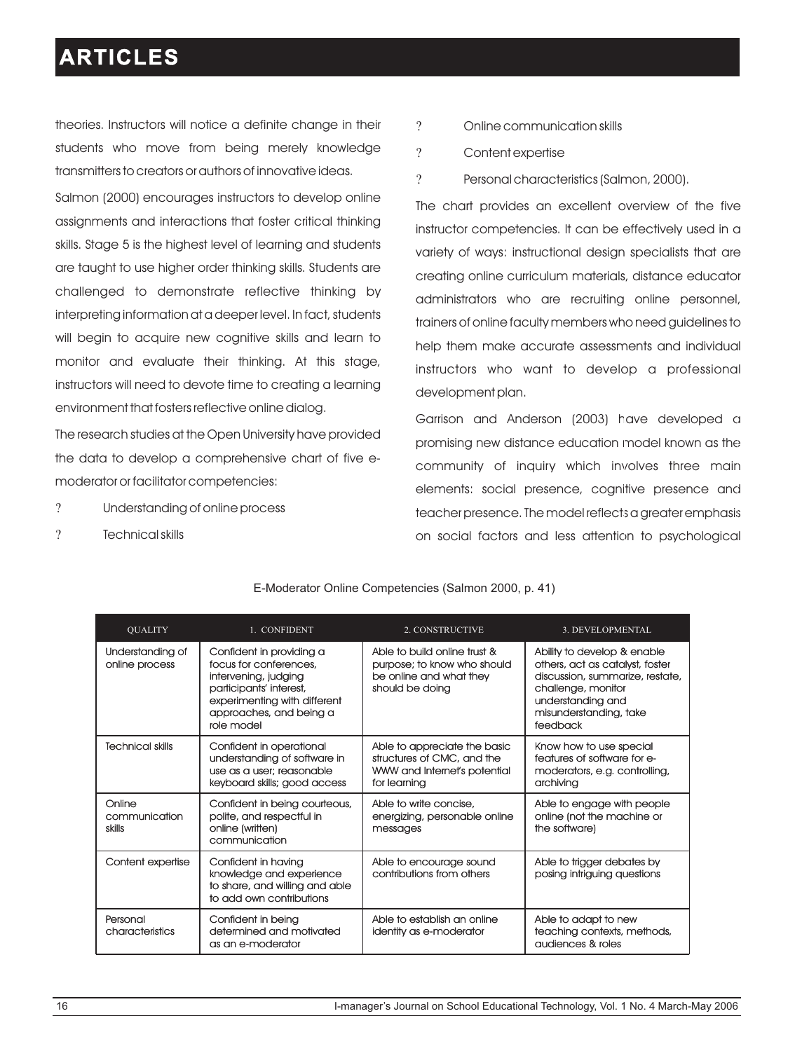theories. Instructors will notice a definite change in their students who move from being merely knowledge transmitters to creators or authors of innovative ideas.

Salmon (2000) encourages instructors to develop online assignments and interactions that foster critical thinking skills. Stage 5 is the highest level of learning and students are taught to use higher order thinking skills. Students are challenged to demonstrate reflective thinking by interpreting information at a deeper level. In fact, students will begin to acquire new cognitive skills and learn to monitor and evaluate their thinking. At this stage, instructors will need to devote time to creating a learning environment that fosters reflective online dialog.

The research studies at the Open University have provided the data to develop a comprehensive chart of five e-moderator or facilitator competencies:

- Understanding of online process
- Technical skills
- Online communication skills
- Content expertise
- Personal characteristics (Salmon, 2000).

The chart provides an excellent overview of the five instructor competencies. It can be effectively used in a variety of ways: instructional design specialists that are creating online curriculum materials, distance educator administrators who are recruiting online personnel, trainers of online faculty members who need guidelines to help them make accurate assessments and individual instructors who want to develop a professional development plan.

Garrison and Anderson (2003) have developed a promising new distance education model known as the community of inquiry which involves three main elements: social presence, cognitive presence and teacher presence. The model reflects a greater emphasis on social factors and less attention to psychological

E-Moderator Online Competencies (Salmon 2000, p. 41)

| QUALITY | 1. CONFIDENT | 2. CONSTRUCTIVE | 3. DEVELOPMENTAL |
|---|---|---|---|
| Understanding of online process | Confident in providing a focus for conferences, intervening, judging participants' interest, experimenting with different approaches, and being a role model | Able to build online trust & purpose; to know who should be online and what they should be doing | Ability to develop & enable others, act as catalyst, foster discussion, summarize, restate, challenge, monitor understanding and misunderstanding, take feedback |
| Technical skills | Confident in operational understanding of software in use as a user; reasonable keyboard skills; good access | Able to appreciate the basic structures of CMC, and the WWW and Internet's potential for learning | Know how to use special features of software for e-moderators, e.g. controlling, archiving |
| Online communication skills | Confident in being courteous, polite, and respectful in online (written) communication | Able to write concise, energizing, personable online messages | Able to engage with people online (not the machine or the software) |
| Content expertise | Confident in having knowledge and experience to share, and willing and able to add own contributions | Able to encourage sound contributions from others | Able to trigger debates by posing intriguing questions |
| Personal characteristics | Confident in being determined and motivated as an e-moderator | Able to establish an online identity as e-moderator | Able to adapt to new teaching contexts, methods, audiences & roles |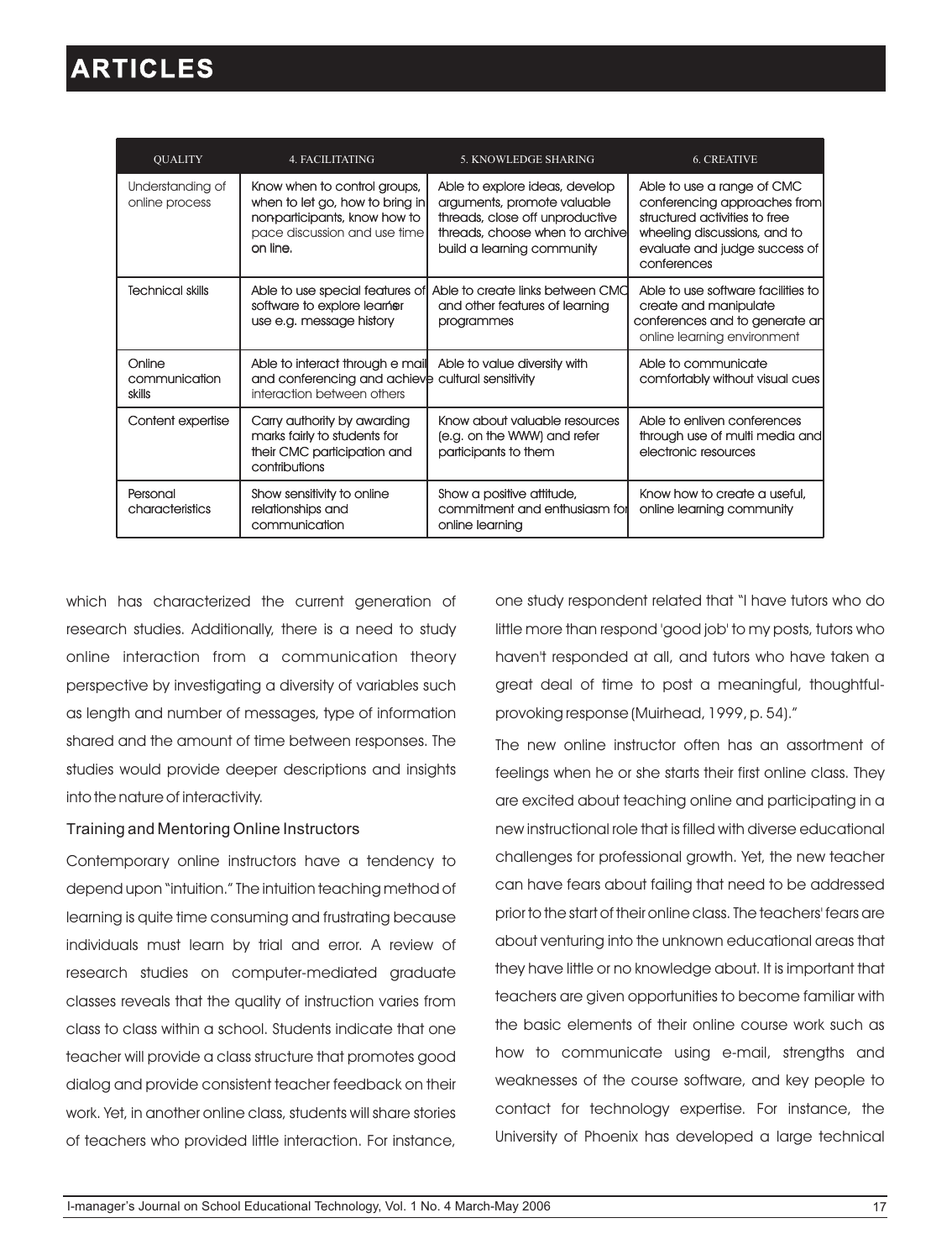| QUALITY | 4. FACILITATING | 5. KNOWLEDGE SHARING | 6. CREATIVE |
|---|---|---|---|
| Understanding of online process | Know when to control groups, when to let go, how to bring in non-participants, know how to pace discussion and use time on line. | Able to explore ideas, develop arguments, promote valuable threads, close off unproductive threads, choose when to archive build a learning community | Able to use a range of CMC conferencing approaches from structured activities to free wheeling discussions, and to evaluate and judge success of conferences |
| Technical skills | Able to use special features of software to explore learner use e.g. message history | Able to create links between CMC and other features of learning programmes | Able to use software facilities to create and manipulate conferences and to generate an online learning environment |
| Online communication skills | Able to interact through e mail and conferencing and achieve interaction between others | Able to value diversity with cultural sensitivity | Able to communicate comfortably without visual cues |
| Content expertise | Carry authority by awarding marks fairly to students for their CMC participation and contributions | Know about valuable resources (e.g. on the WWW) and refer participants to them | Able to enliven conferences through use of multi media and electronic resources |
| Personal characteristics | Show sensitivity to online relationships and communication | Show a positive attitude, commitment and enthusiasm for online learning | Know how to create a useful, online learning community |

which has characterized the current generation of research studies. Additionally, there is a need to study online interaction from a communication theory perspective by investigating a diversity of variables such as length and number of messages, type of information shared and the amount of time between responses. The studies would provide deeper descriptions and insights into the nature of interactivity.

### Training and Mentoring Online Instructors

Contemporary online instructors have a tendency to depend upon "intuition." The intuition teaching method of learning is quite time consuming and frustrating because individuals must learn by trial and error. A review of research studies on computer-mediated graduate classes reveals that the quality of instruction varies from class to class within a school. Students indicate that one teacher will provide a class structure that promotes good dialog and provide consistent teacher feedback on their work. Yet, in another online class, students will share stories of teachers who provided little interaction. For instance, one study respondent related that "I have tutors who do little more than respond 'good job' to my posts, tutors who haven't responded at all, and tutors who have taken a great deal of time to post a meaningful, thoughtful-provoking response (Muirhead, 1999, p. 54)."

The new online instructor often has an assortment of feelings when he or she starts their first online class. They are excited about teaching online and participating in a new instructional role that is filled with diverse educational challenges for professional growth. Yet, the new teacher can have fears about failing that need to be addressed prior to the start of their online class. The teachers' fears are about venturing into the unknown educational areas that they have little or no knowledge about. It is important that teachers are given opportunities to become familiar with the basic elements of their online course work such as how to communicate using e-mail, strengths and weaknesses of the course software, and key people to contact for technology expertise. For instance, the University of Phoenix has developed a large technical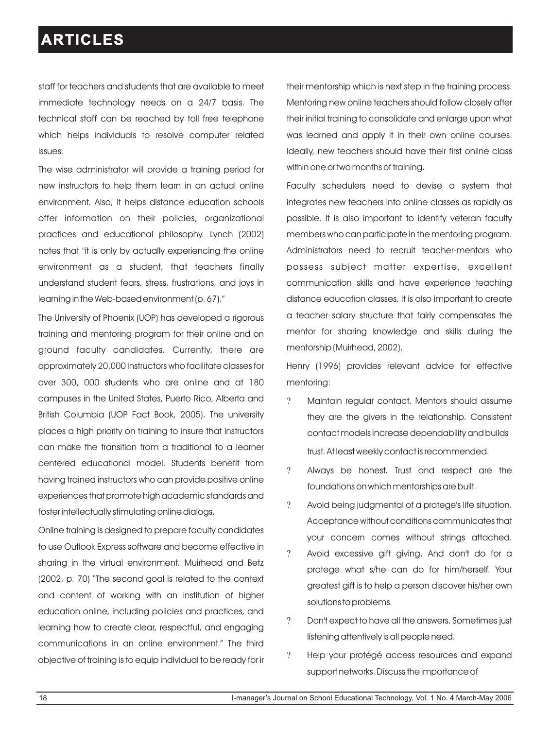staff for teachers and students that are available to meet immediate technology needs on a 24/7 basis. The technical staff can be reached by toll free telephone which helps individuals to resolve computer related issues.

The wise administrator will provide a training period for new instructors to help them learn in an actual online environment. Also, it helps distance education schools offer information on their policies, organizational practices and educational philosophy. Lynch (2002) notes that "it is only by actually experiencing the online environment as a student, that teachers finally understand student fears, stress, frustrations, and joys in learning in the Web-based environment (p. 67)."

The University of Phoenix (UOP) has developed a rigorous training and mentoring program for their online and on ground faculty candidates. Currently, there are approximately 20,000 instructors who facilitate classes for over 300, 000 students who are online and at 180 campuses in the United States, Puerto Rico, Alberta and British Columbia (UOP Fact Book, 2005). The university places a high priority on training to insure that instructors can make the transition from a traditional to a learner centered educational model. Students benefit from having trained instructors who can provide positive online experiences that promote high academic standards and foster intellectually stimulating online dialogs.

Online training is designed to prepare faculty candidates to use Outlook Express software and become effective in sharing in the virtual environment. Muirhead and Betz (2002, p. 70) "The second goal is related to the context and content of working with an institution of higher education online, including policies and practices, and learning how to create clear, respectful, and engaging communications in an online environment." The third objective of training is to equip individual to be ready for ir their mentorship which is next step in the training process. Mentoring new online teachers should follow closely after their initial training to consolidate and enlarge upon what was learned and apply it in their own online courses. Ideally, new teachers should have their first online class within one or two months of training.

Faculty schedulers need to devise a system that integrates new teachers into online classes as rapidly as possible. It is also important to identify veteran faculty members who can participate in the mentoring program. Administrators need to recruit teacher-mentors who possess subject matter expertise, excellent communication skills and have experience teaching distance education classes. It is also important to create a teacher salary structure that fairly compensates the mentor for sharing knowledge and skills during the mentorship (Muirhead, 2002).

Henry (1996) provides relevant advice for effective mentoring:

- Maintain regular contact. Mentors should assume they are the givers in the relationship. Consistent contact models increase dependability and builds trust. At least weekly contact is recommended.
- Always be honest. Trust and respect are the foundations on which mentorships are built.
- Avoid being judgmental of a protege's life situation. Acceptance without conditions communicates that your concern comes without strings attached.
- Avoid excessive gift giving. And don't do for a protege what s/he can do for him/herself. Your greatest gift is to help a person discover his/her own solutions to problems.
- Don't expect to have all the answers. Sometimes just listening attentively is all people need.
- Help your protégé access resources and expand support networks. Discuss the importance of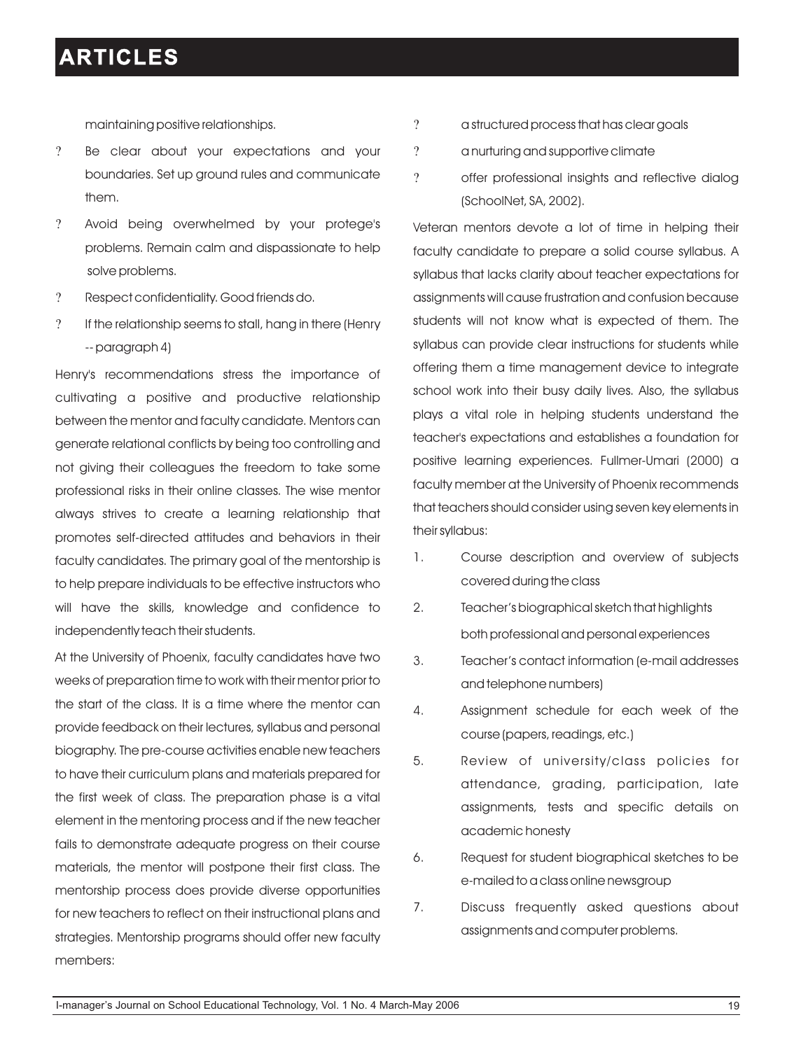maintaining positive relationships.

- Be clear about your expectations and your boundaries. Set up ground rules and communicate them.
- Avoid being overwhelmed by your protege's problems. Remain calm and dispassionate to help solve problems.
- Respect confidentiality. Good friends do.
- If the relationship seems to stall, hang in there (Henry -- paragraph 4)

Henry's recommendations stress the importance of cultivating a positive and productive relationship between the mentor and faculty candidate. Mentors can generate relational conflicts by being too controlling and not giving their colleagues the freedom to take some professional risks in their online classes. The wise mentor always strives to create a learning relationship that promotes self-directed attitudes and behaviors in their faculty candidates. The primary goal of the mentorship is to help prepare individuals to be effective instructors who will have the skills, knowledge and confidence to independently teach their students.

At the University of Phoenix, faculty candidates have two weeks of preparation time to work with their mentor prior to the start of the class. It is a time where the mentor can provide feedback on their lectures, syllabus and personal biography. The pre-course activities enable new teachers to have their curriculum plans and materials prepared for the first week of class. The preparation phase is a vital element in the mentoring process and if the new teacher fails to demonstrate adequate progress on their course materials, the mentor will postpone their first class. The mentorship process does provide diverse opportunities for new teachers to reflect on their instructional plans and strategies. Mentorship programs should offer new faculty members:

- a structured process that has clear goals
- a nurturing and supportive climate
- offer professional insights and reflective dialog (SchoolNet, SA, 2002).

Veteran mentors devote a lot of time in helping their faculty candidate to prepare a solid course syllabus. A syllabus that lacks clarity about teacher expectations for assignments will cause frustration and confusion because students will not know what is expected of them. The syllabus can provide clear instructions for students while offering them a time management device to integrate school work into their busy daily lives. Also, the syllabus plays a vital role in helping students understand the teacher's expectations and establishes a foundation for positive learning experiences. Fullmer-Umari (2000) a faculty member at the University of Phoenix recommends that teachers should consider using seven key elements in their syllabus:

1. Course description and overview of subjects covered during the class
2. Teacher's biographical sketch that highlights both professional and personal experiences
3. Teacher's contact information (e-mail addresses and telephone numbers)
4. Assignment schedule for each week of the course (papers, readings, etc.)
5. Review of university/class policies for attendance, grading, participation, late assignments, tests and specific details on academic honesty
6. Request for student biographical sketches to be e-mailed to a class online newsgroup
7. Discuss frequently asked questions about assignments and computer problems.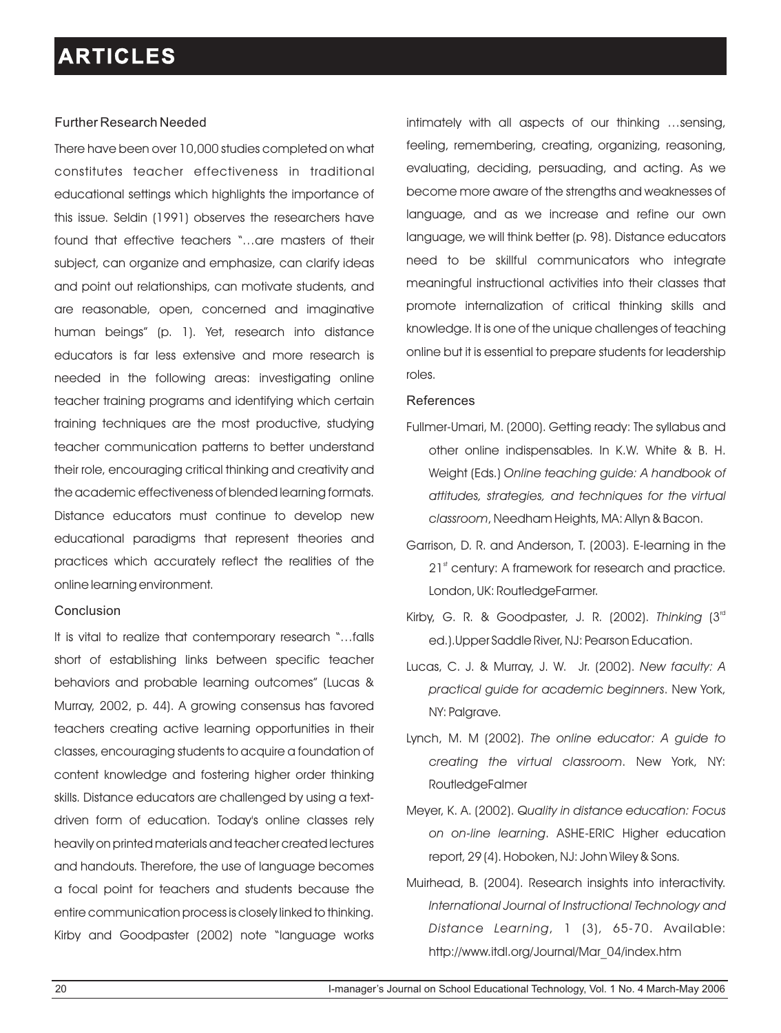### Further Research Needed

There have been over 10,000 studies completed on what constitutes teacher effectiveness in traditional educational settings which highlights the importance of this issue. Seldin (1991) observes the researchers have found that effective teachers "…are masters of their subject, can organize and emphasize, can clarify ideas and point out relationships, can motivate students, and are reasonable, open, concerned and imaginative human beings" (p. 1). Yet, research into distance educators is far less extensive and more research is needed in the following areas: investigating online teacher training programs and identifying which certain training techniques are the most productive, studying teacher communication patterns to better understand their role, encouraging critical thinking and creativity and the academic effectiveness of blended learning formats. Distance educators must continue to develop new educational paradigms that represent theories and practices which accurately reflect the realities of the online learning environment.

### Conclusion

It is vital to realize that contemporary research "…falls short of establishing links between specific teacher behaviors and probable learning outcomes" (Lucas & Murray, 2002, p. 44). A growing consensus has favored teachers creating active learning opportunities in their classes, encouraging students to acquire a foundation of content knowledge and fostering higher order thinking skills. Distance educators are challenged by using a text-driven form of education. Today's online classes rely heavily on printed materials and teacher created lectures and handouts. Therefore, the use of language becomes a focal point for teachers and students because the entire communication process is closely linked to thinking. Kirby and Goodpaster (2002) note "language works intimately with all aspects of our thinking …sensing, feeling, remembering, creating, organizing, reasoning, evaluating, deciding, persuading, and acting. As we become more aware of the strengths and weaknesses of language, and as we increase and refine our own language, we will think better (p. 98). Distance educators need to be skillful communicators who integrate meaningful instructional activities into their classes that promote internalization of critical thinking skills and knowledge. It is one of the unique challenges of teaching online but it is essential to prepare students for leadership roles.

### References

Fullmer-Umari, M. (2000). Getting ready: The syllabus and other online indispensables. In K.W. White & B. H. Weight (Eds.) *Online teaching guide: A handbook of attitudes, strategies, and techniques for the virtual classroom*, Needham Heights, MA: Allyn & Bacon.

Garrison, D. R. and Anderson, T. (2003). E-learning in the 21st century: A framework for research and practice. London, UK: RoutledgeFarmer.

Kirby, G. R. & Goodpaster, J. R. (2002). *Thinking* (3rd ed.).Upper Saddle River, NJ: Pearson Education.

Lucas, C. J. & Murray, J. W. Jr. (2002). *New faculty: A practical guide for academic beginners*. New York, NY: Palgrave.

Lynch, M. M (2002). *The online educator: A guide to creating the virtual classroom*. New York, NY: RoutledgeFalmer

Meyer, K. A. (2002). *Quality in distance education: Focus on on-line learning*. ASHE-ERIC Higher education report, 29 (4). Hoboken, NJ: John Wiley & Sons.

Muirhead, B. (2004). Research insights into interactivity. *International Journal of Instructional Technology and Distance Learning*, 1 (3), 65-70. Available: http://www.itdl.org/Journal/Mar_04/index.htm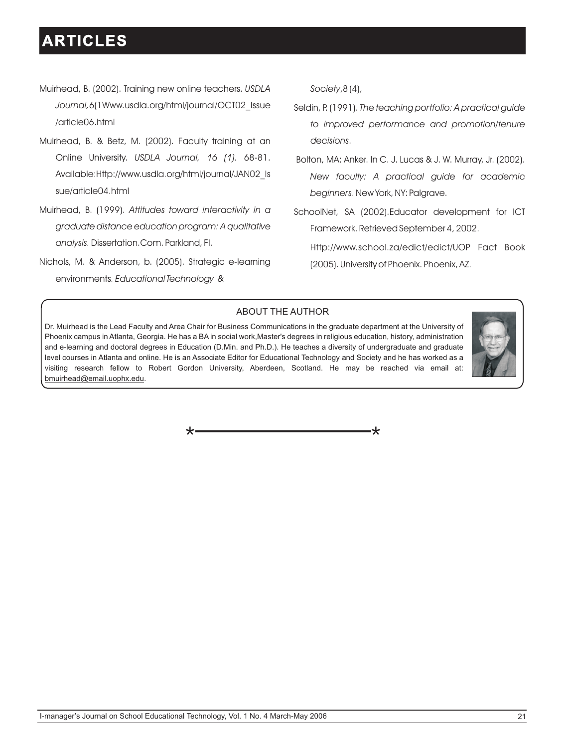Muirhead, B. (2002). Training new online teachers. *USDLA Journal,*6(1Www.usdla.org/html/journal/OCT02_Issue/article06.html

Muirhead, B. & Betz, M. (2002). Faculty training at an Online University. *USDLA Journal, 16 (1).* 68-81. Available:Http://www.usdla.org/html/journal/JAN02_Issue/article04.html

Muirhead, B. (1999). *Attitudes toward interactivity in a graduate distance education program: A qualitative analysis.* Dissertation.Com. Parkland, Fl.

Nichols, M. & Anderson, b. (2005). Strategic e-learning environments. *Educational Technology & Society*,8 (4),

Seldin, P. (1991). *The teaching portfolio: A practical guide to improved performance and promotion/tenure decisions*.

Bolton, MA: Anker. In C. J. Lucas & J. W. Murray, Jr. (2002). *New faculty: A practical guide for academic beginners*. New York, NY: Palgrave.

SchoolNet, SA (2002).Educator development for ICT Framework. Retrieved September 4, 2002.

Http://www.school.za/edict/edict/UOP Fact Book (2005). University of Phoenix. Phoenix, AZ.

## ABOUT THE AUTHOR

Dr. Muirhead is the Lead Faculty and Area Chair for Business Communications in the graduate department at the University of Phoenix campus in Atlanta, Georgia. He has a BA in social work,Master's degrees in religious education, history, administration and e-learning and doctoral degrees in Education (D.Min. and Ph.D.). He teaches a diversity of undergraduate and graduate level courses in Atlanta and online. He is an Associate Editor for Educational Technology and Society and he has worked as a visiting research fellow to Robert Gordon University, Aberdeen, Scotland. He may be reached via email at: bmuirhead@email.uophx.edu.